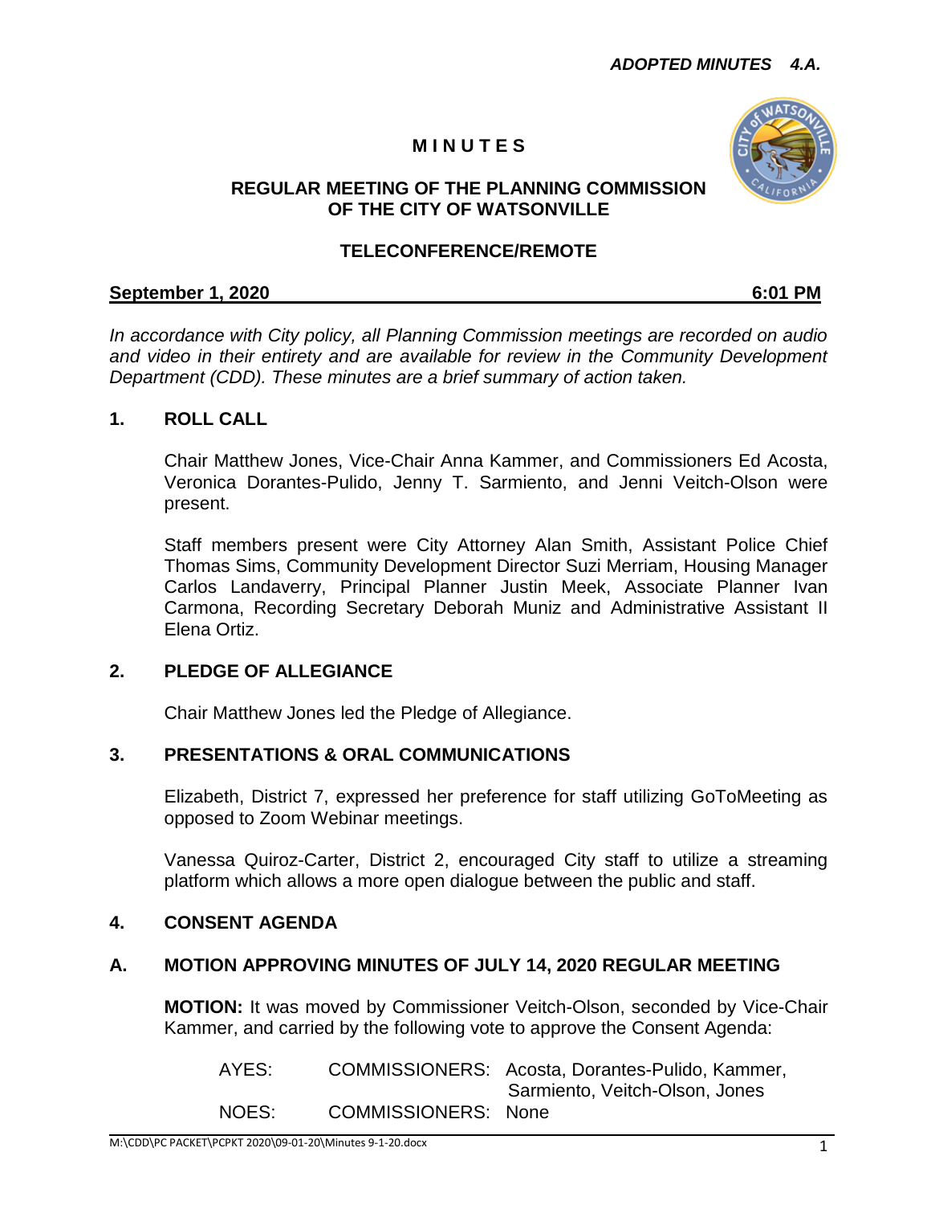***ADOPTED MINUTES 4.A.***

# MINUTES

## REGULAR MEETING OF THE PLANNING COMMISSION OF THE CITY OF WATSONVILLE

## TELECONFERENCE/REMOTE

**September 1, 2020** **6:01 PM**

*In accordance with City policy, all Planning Commission meetings are recorded on audio and video in their entirety and are available for review in the Community Development Department (CDD). These minutes are a brief summary of action taken.*

### 1. ROLL CALL

Chair Matthew Jones, Vice-Chair Anna Kammer, and Commissioners Ed Acosta, Veronica Dorantes-Pulido, Jenny T. Sarmiento, and Jenni Veitch-Olson were present.

Staff members present were City Attorney Alan Smith, Assistant Police Chief Thomas Sims, Community Development Director Suzi Merriam, Housing Manager Carlos Landaverry, Principal Planner Justin Meek, Associate Planner Ivan Carmona, Recording Secretary Deborah Muniz and Administrative Assistant II Elena Ortiz.

### 2. PLEDGE OF ALLEGIANCE

Chair Matthew Jones led the Pledge of Allegiance.

### 3. PRESENTATIONS & ORAL COMMUNICATIONS

Elizabeth, District 7, expressed her preference for staff utilizing GoToMeeting as opposed to Zoom Webinar meetings.

Vanessa Quiroz-Carter, District 2, encouraged City staff to utilize a streaming platform which allows a more open dialogue between the public and staff.

### 4. CONSENT AGENDA

### A. MOTION APPROVING MINUTES OF JULY 14, 2020 REGULAR MEETING

**MOTION:** It was moved by Commissioner Veitch-Olson, seconded by Vice-Chair Kammer, and carried by the following vote to approve the Consent Agenda:

AYES: COMMISSIONERS: Acosta, Dorantes-Pulido, Kammer, Sarmiento, Veitch-Olson, Jones
NOES: COMMISSIONERS: None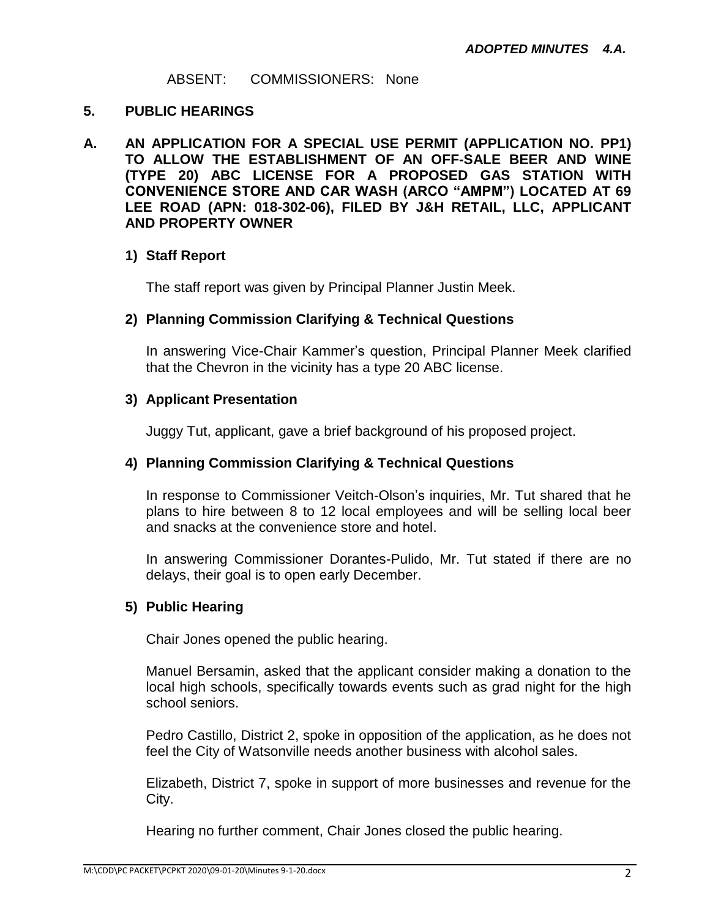*ADOPTED MINUTES 4.A.*

ABSENT: COMMISSIONERS: None

## 5. PUBLIC HEARINGS

### A. AN APPLICATION FOR A SPECIAL USE PERMIT (APPLICATION NO. PP1) TO ALLOW THE ESTABLISHMENT OF AN OFF-SALE BEER AND WINE (TYPE 20) ABC LICENSE FOR A PROPOSED GAS STATION WITH CONVENIENCE STORE AND CAR WASH (ARCO "AMPM") LOCATED AT 69 LEE ROAD (APN: 018-302-06), FILED BY J&H RETAIL, LLC, APPLICANT AND PROPERTY OWNER

#### 1) Staff Report

The staff report was given by Principal Planner Justin Meek.

#### 2) Planning Commission Clarifying & Technical Questions

In answering Vice-Chair Kammer's question, Principal Planner Meek clarified that the Chevron in the vicinity has a type 20 ABC license.

#### 3) Applicant Presentation

Juggy Tut, applicant, gave a brief background of his proposed project.

#### 4) Planning Commission Clarifying & Technical Questions

In response to Commissioner Veitch-Olson's inquiries, Mr. Tut shared that he plans to hire between 8 to 12 local employees and will be selling local beer and snacks at the convenience store and hotel.

In answering Commissioner Dorantes-Pulido, Mr. Tut stated if there are no delays, their goal is to open early December.

#### 5) Public Hearing

Chair Jones opened the public hearing.

Manuel Bersamin, asked that the applicant consider making a donation to the local high schools, specifically towards events such as grad night for the high school seniors.

Pedro Castillo, District 2, spoke in opposition of the application, as he does not feel the City of Watsonville needs another business with alcohol sales.

Elizabeth, District 7, spoke in support of more businesses and revenue for the City.

Hearing no further comment, Chair Jones closed the public hearing.

M:\CDD\PC PACKET\PCPKT 2020\09-01-20\Minutes 9-1-20.docx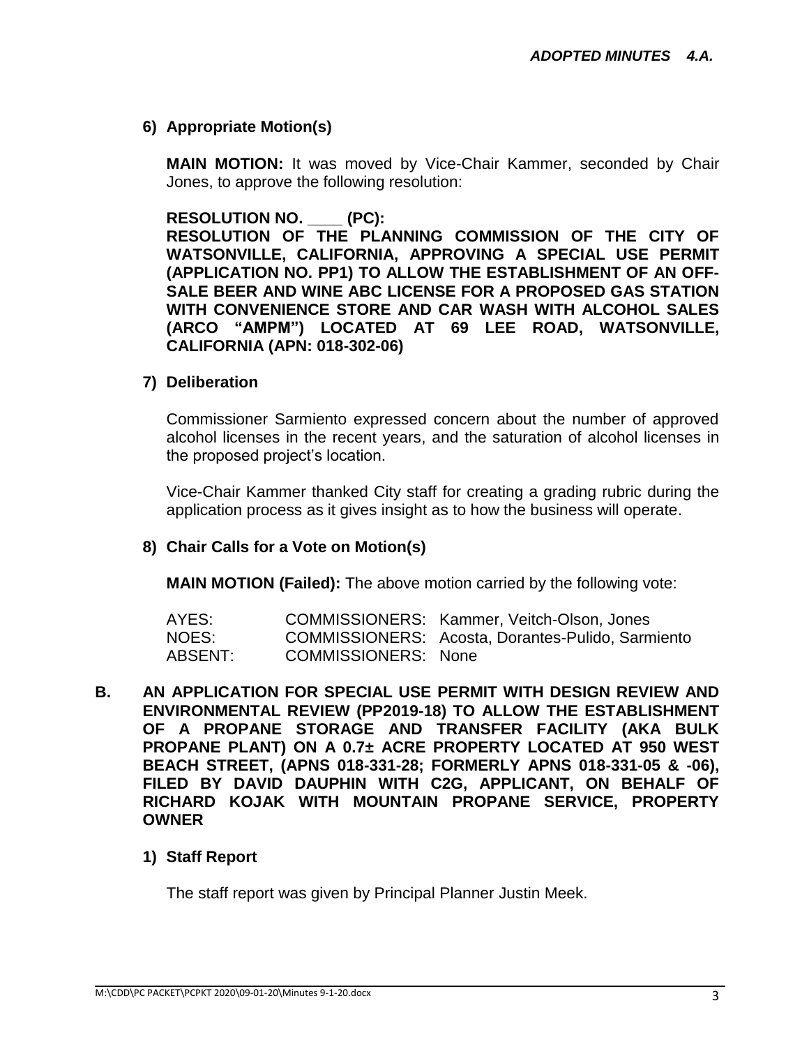*ADOPTED MINUTES 4.A.*

**6) Appropriate Motion(s)**

**MAIN MOTION:** It was moved by Vice-Chair Kammer, seconded by Chair Jones, to approve the following resolution:

**RESOLUTION NO. \_\_\_\_ (PC):**
**RESOLUTION OF THE PLANNING COMMISSION OF THE CITY OF WATSONVILLE, CALIFORNIA, APPROVING A SPECIAL USE PERMIT (APPLICATION NO. PP1) TO ALLOW THE ESTABLISHMENT OF AN OFF-SALE BEER AND WINE ABC LICENSE FOR A PROPOSED GAS STATION WITH CONVENIENCE STORE AND CAR WASH WITH ALCOHOL SALES (ARCO "AMPM") LOCATED AT 69 LEE ROAD, WATSONVILLE, CALIFORNIA (APN: 018-302-06)**

**7) Deliberation**

Commissioner Sarmiento expressed concern about the number of approved alcohol licenses in the recent years, and the saturation of alcohol licenses in the proposed project's location.

Vice-Chair Kammer thanked City staff for creating a grading rubric during the application process as it gives insight as to how the business will operate.

**8) Chair Calls for a Vote on Motion(s)**

**MAIN MOTION (Failed):** The above motion carried by the following vote:

| | | |
|---|---|---|
| AYES: | COMMISSIONERS: | Kammer, Veitch-Olson, Jones |
| NOES: | COMMISSIONERS: | Acosta, Dorantes-Pulido, Sarmiento |
| ABSENT: | COMMISSIONERS: | None |

**B. AN APPLICATION FOR SPECIAL USE PERMIT WITH DESIGN REVIEW AND ENVIRONMENTAL REVIEW (PP2019-18) TO ALLOW THE ESTABLISHMENT OF A PROPANE STORAGE AND TRANSFER FACILITY (AKA BULK PROPANE PLANT) ON A 0.7± ACRE PROPERTY LOCATED AT 950 WEST BEACH STREET, (APNS 018-331-28; FORMERLY APNS 018-331-05 & -06), FILED BY DAVID DAUPHIN WITH C2G, APPLICANT, ON BEHALF OF RICHARD KOJAK WITH MOUNTAIN PROPANE SERVICE, PROPERTY OWNER**

**1) Staff Report**

The staff report was given by Principal Planner Justin Meek.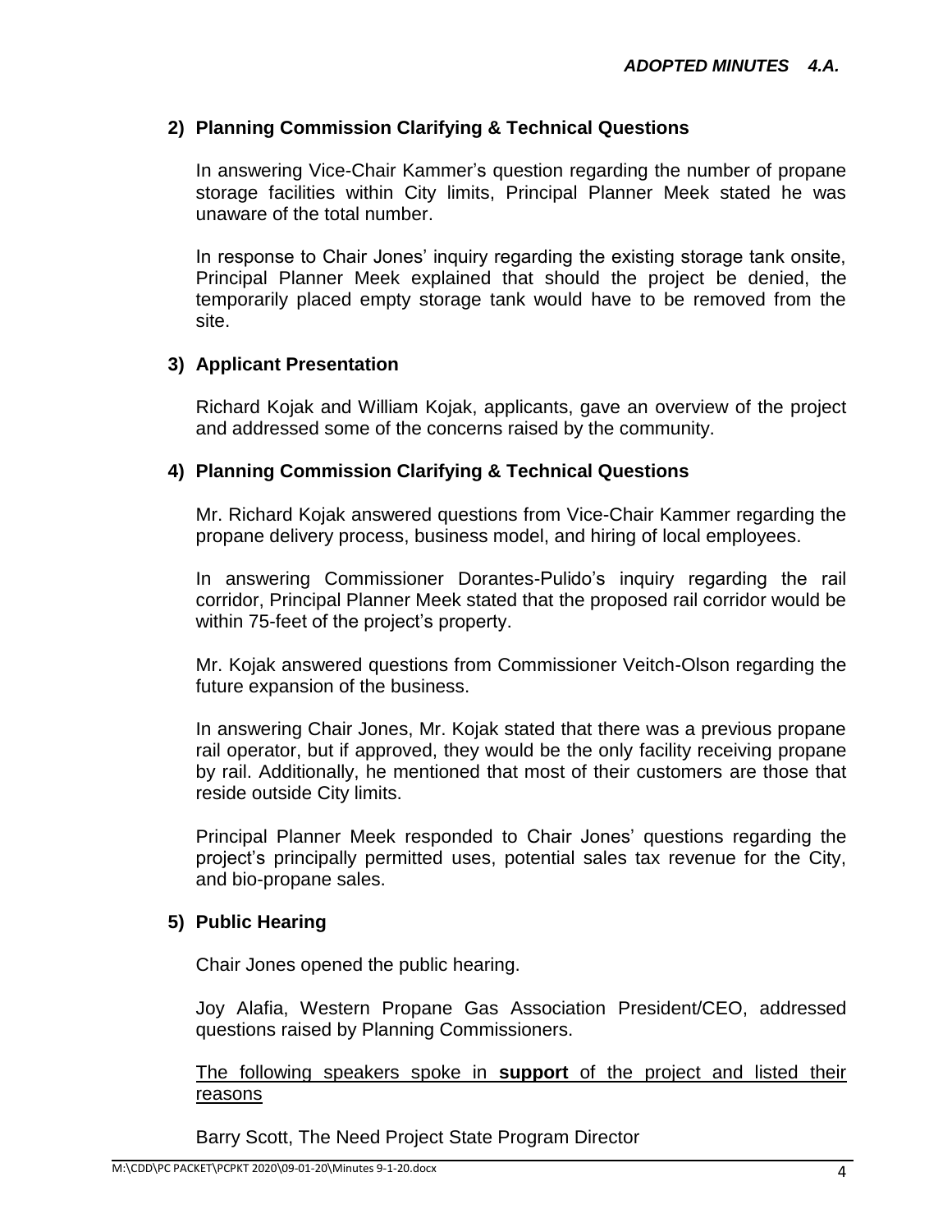***ADOPTED MINUTES 4.A.***

**2) Planning Commission Clarifying & Technical Questions**

In answering Vice-Chair Kammer's question regarding the number of propane storage facilities within City limits, Principal Planner Meek stated he was unaware of the total number.

In response to Chair Jones' inquiry regarding the existing storage tank onsite, Principal Planner Meek explained that should the project be denied, the temporarily placed empty storage tank would have to be removed from the site.

**3) Applicant Presentation**

Richard Kojak and William Kojak, applicants, gave an overview of the project and addressed some of the concerns raised by the community.

**4) Planning Commission Clarifying & Technical Questions**

Mr. Richard Kojak answered questions from Vice-Chair Kammer regarding the propane delivery process, business model, and hiring of local employees.

In answering Commissioner Dorantes-Pulido's inquiry regarding the rail corridor, Principal Planner Meek stated that the proposed rail corridor would be within 75-feet of the project's property.

Mr. Kojak answered questions from Commissioner Veitch-Olson regarding the future expansion of the business.

In answering Chair Jones, Mr. Kojak stated that there was a previous propane rail operator, but if approved, they would be the only facility receiving propane by rail. Additionally, he mentioned that most of their customers are those that reside outside City limits.

Principal Planner Meek responded to Chair Jones' questions regarding the project's principally permitted uses, potential sales tax revenue for the City, and bio-propane sales.

**5) Public Hearing**

Chair Jones opened the public hearing.

Joy Alafia, Western Propane Gas Association President/CEO, addressed questions raised by Planning Commissioners.

<u>The following speakers spoke in **support** of the project and listed their reasons</u>

Barry Scott, The Need Project State Program Director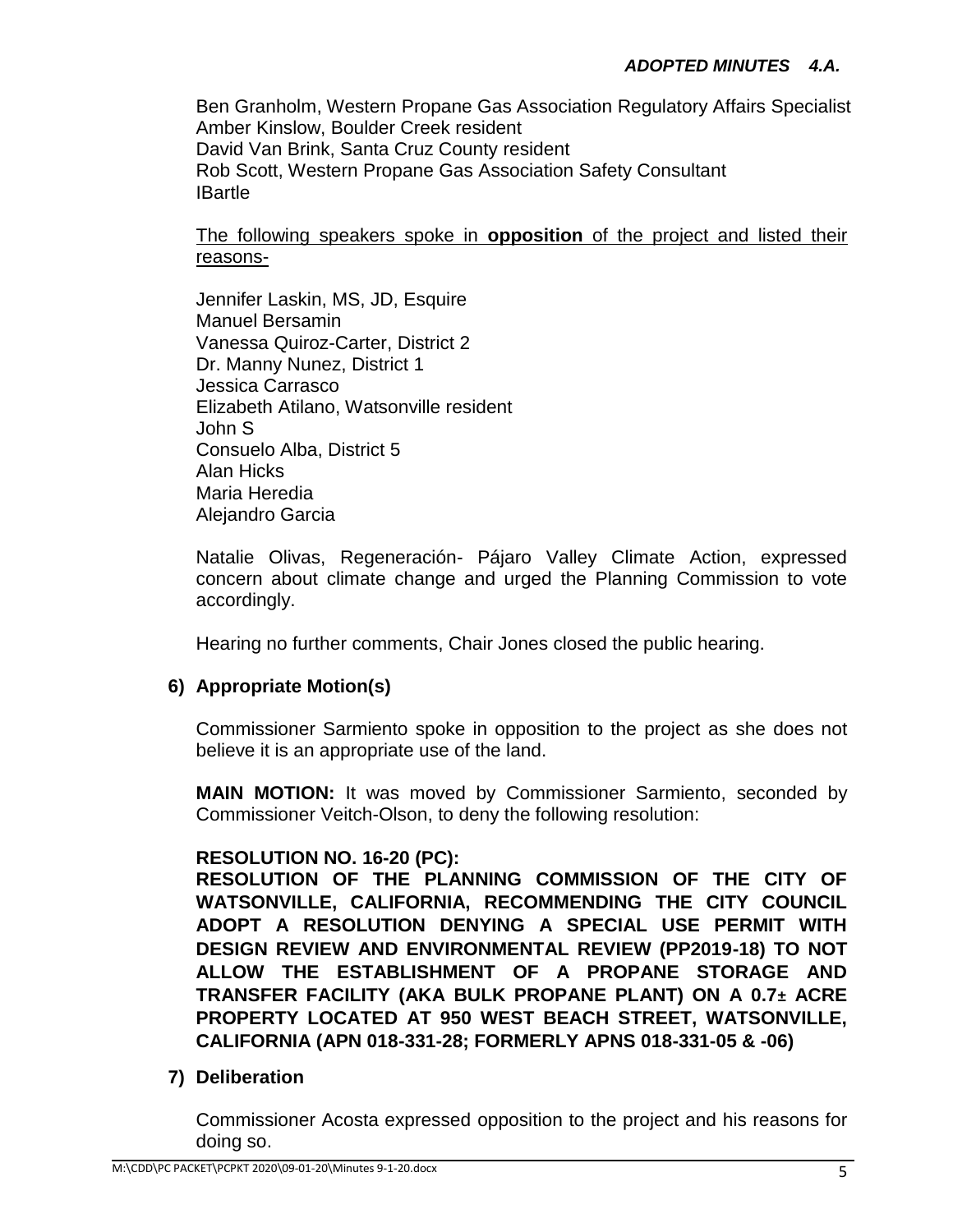Ben Granholm, Western Propane Gas Association Regulatory Affairs Specialist
Amber Kinslow, Boulder Creek resident
David Van Brink, Santa Cruz County resident
Rob Scott, Western Propane Gas Association Safety Consultant
IBartle

The following speakers spoke in **opposition** of the project and listed their reasons-

Jennifer Laskin, MS, JD, Esquire
Manuel Bersamin
Vanessa Quiroz-Carter, District 2
Dr. Manny Nunez, District 1
Jessica Carrasco
Elizabeth Atilano, Watsonville resident
John S
Consuelo Alba, District 5
Alan Hicks
Maria Heredia
Alejandro Garcia

Natalie Olivas, Regeneración- Pájaro Valley Climate Action, expressed concern about climate change and urged the Planning Commission to vote accordingly.

Hearing no further comments, Chair Jones closed the public hearing.

**6) Appropriate Motion(s)**

Commissioner Sarmiento spoke in opposition to the project as she does not believe it is an appropriate use of the land.

**MAIN MOTION:** It was moved by Commissioner Sarmiento, seconded by Commissioner Veitch-Olson, to deny the following resolution:

**RESOLUTION NO. 16-20 (PC):**
**RESOLUTION OF THE PLANNING COMMISSION OF THE CITY OF WATSONVILLE, CALIFORNIA, RECOMMENDING THE CITY COUNCIL ADOPT A RESOLUTION DENYING A SPECIAL USE PERMIT WITH DESIGN REVIEW AND ENVIRONMENTAL REVIEW (PP2019-18) TO NOT ALLOW THE ESTABLISHMENT OF A PROPANE STORAGE AND TRANSFER FACILITY (AKA BULK PROPANE PLANT) ON A 0.7± ACRE PROPERTY LOCATED AT 950 WEST BEACH STREET, WATSONVILLE, CALIFORNIA (APN 018-331-28; FORMERLY APNS 018-331-05 & -06)**

**7) Deliberation**

Commissioner Acosta expressed opposition to the project and his reasons for doing so.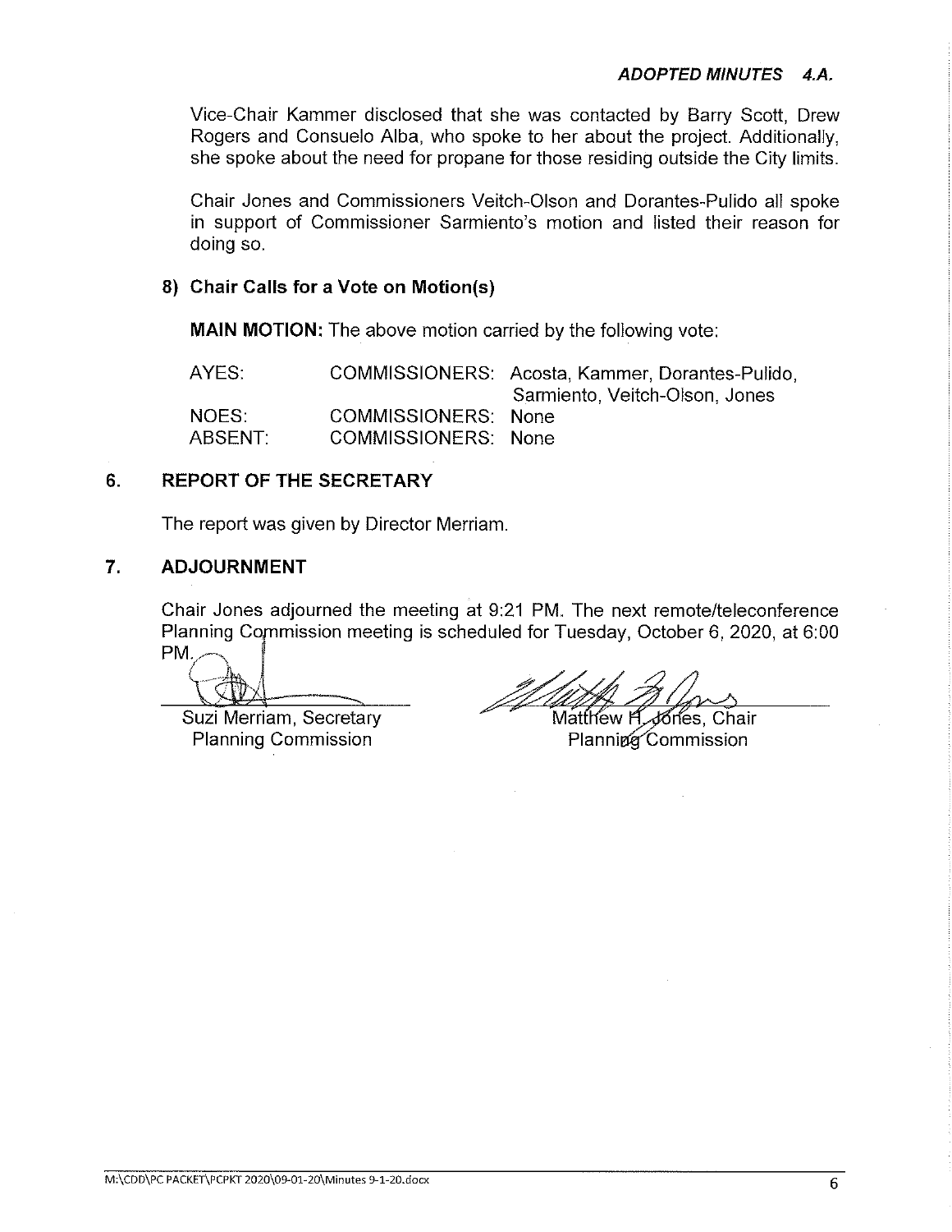***ADOPTED MINUTES 4.A.***

Vice-Chair Kammer disclosed that she was contacted by Barry Scott, Drew Rogers and Consuelo Alba, who spoke to her about the project. Additionally, she spoke about the need for propane for those residing outside the City limits.

Chair Jones and Commissioners Veitch-Olson and Dorantes-Pulido all spoke in support of Commissioner Sarmiento's motion and listed their reason for doing so.

**8) Chair Calls for a Vote on Motion(s)**

**MAIN MOTION:** The above motion carried by the following vote:

| | | |
|---|---|---|
| AYES: | COMMISSIONERS: | Acosta, Kammer, Dorantes-Pulido, Sarmiento, Veitch-Olson, Jones |
| NOES: | COMMISSIONERS: | None |
| ABSENT: | COMMISSIONERS: | None |

## 6. REPORT OF THE SECRETARY

The report was given by Director Merriam.

## 7. ADJOURNMENT

Chair Jones adjourned the meeting at 9:21 PM. The next remote/teleconference Planning Commission meeting is scheduled for Tuesday, October 6, 2020, at 6:00 PM.

Suzi Merriam, Secretary
Planning Commission

Matthew H. Jones, Chair
Planning Commission

M:\CDD\PC PACKET\PCPKT 2020\09-01-20\Minutes 9-1-20.docx